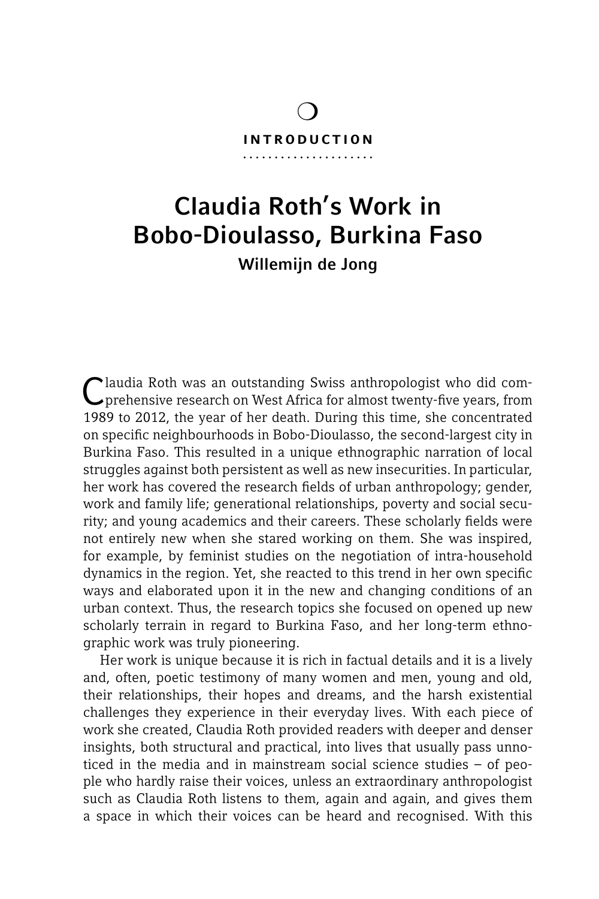# INTRODUCTION

## Claudia Roth's Work in Bobo-Dioulasso, Burkina Faso

### Willemijn de Jong

Claudia Roth was an outstanding Swiss anthropologist who did comprehensive research on West Africa for almost twenty-five years, from 1989 to 2012, the year of her death. During this time, she concentrated on specific neighbourhoods in Bobo-Dioulasso, the second-largest city in Burkina Faso. This resulted in a unique ethnographic narration of local struggles against both persistent as well as new insecurities. In particular, her work has covered the research fields of urban anthropology; gender, work and family life; generational relationships, poverty and social security; and young academics and their careers. These scholarly fields were not entirely new when she stared working on them. She was inspired, for example, by feminist studies on the negotiation of intra-household dynamics in the region. Yet, she reacted to this trend in her own specific ways and elaborated upon it in the new and changing conditions of an urban context. Thus, the research topics she focused on opened up new scholarly terrain in regard to Burkina Faso, and her long-term ethnographic work was truly pioneering.

Her work is unique because it is rich in factual details and it is a lively and, often, poetic testimony of many women and men, young and old, their relationships, their hopes and dreams, and the harsh existential challenges they experience in their everyday lives. With each piece of work she created, Claudia Roth provided readers with deeper and denser insights, both structural and practical, into lives that usually pass unnoticed in the media and in mainstream social science studies – of people who hardly raise their voices, unless an extraordinary anthropologist such as Claudia Roth listens to them, again and again, and gives them a space in which their voices can be heard and recognised. With this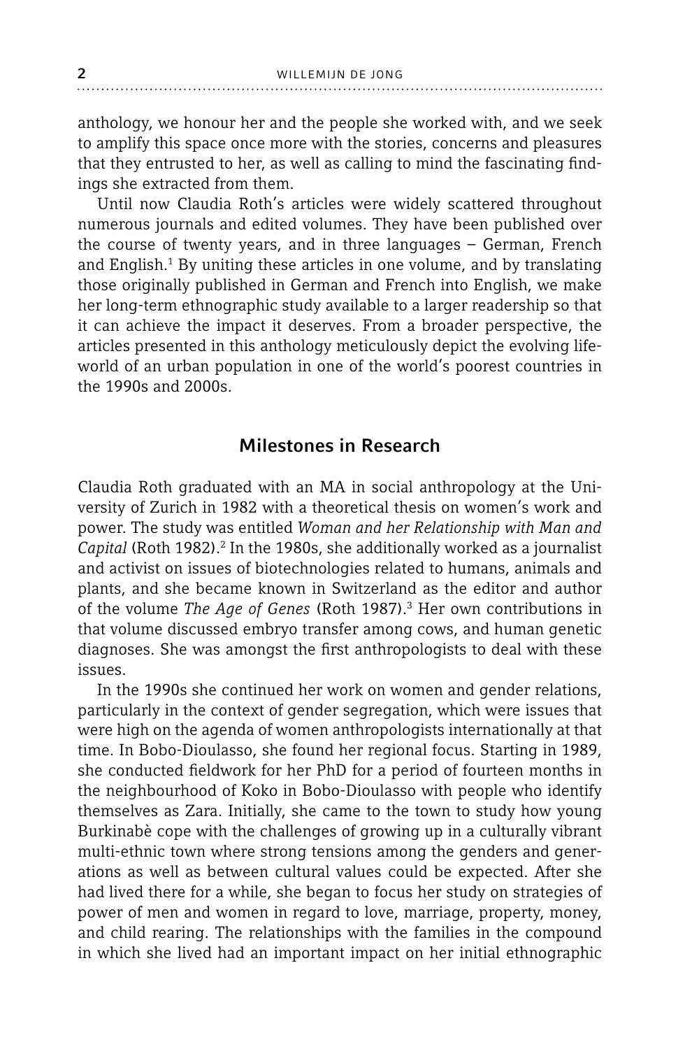anthology, we honour her and the people she worked with, and we seek to amplify this space once more with the stories, concerns and pleasures that they entrusted to her, as well as calling to mind the fascinating findings she extracted from them.

Until now Claudia Roth's articles were widely scattered throughout numerous journals and edited volumes. They have been published over the course of twenty years, and in three languages – German, French and English.[1] By uniting these articles in one volume, and by translating those originally published in German and French into English, we make her long-term ethnographic study available to a larger readership so that it can achieve the impact it deserves. From a broader perspective, the articles presented in this anthology meticulously depict the evolving lifeworld of an urban population in one of the world's poorest countries in the 1990s and 2000s.

## Milestones in Research

Claudia Roth graduated with an MA in social anthropology at the University of Zurich in 1982 with a theoretical thesis on women's work and power. The study was entitled *Woman and her Relationship with Man and Capital* (Roth 1982).[2] In the 1980s, she additionally worked as a journalist and activist on issues of biotechnologies related to humans, animals and plants, and she became known in Switzerland as the editor and author of the volume *The Age of Genes* (Roth 1987).[3] Her own contributions in that volume discussed embryo transfer among cows, and human genetic diagnoses. She was amongst the first anthropologists to deal with these issues.

In the 1990s she continued her work on women and gender relations, particularly in the context of gender segregation, which were issues that were high on the agenda of women anthropologists internationally at that time. In Bobo-Dioulasso, she found her regional focus. Starting in 1989, she conducted fieldwork for her PhD for a period of fourteen months in the neighbourhood of Koko in Bobo-Dioulasso with people who identify themselves as Zara. Initially, she came to the town to study how young Burkinabè cope with the challenges of growing up in a culturally vibrant multi-ethnic town where strong tensions among the genders and generations as well as between cultural values could be expected. After she had lived there for a while, she began to focus her study on strategies of power of men and women in regard to love, marriage, property, money, and child rearing. The relationships with the families in the compound in which she lived had an important impact on her initial ethnographic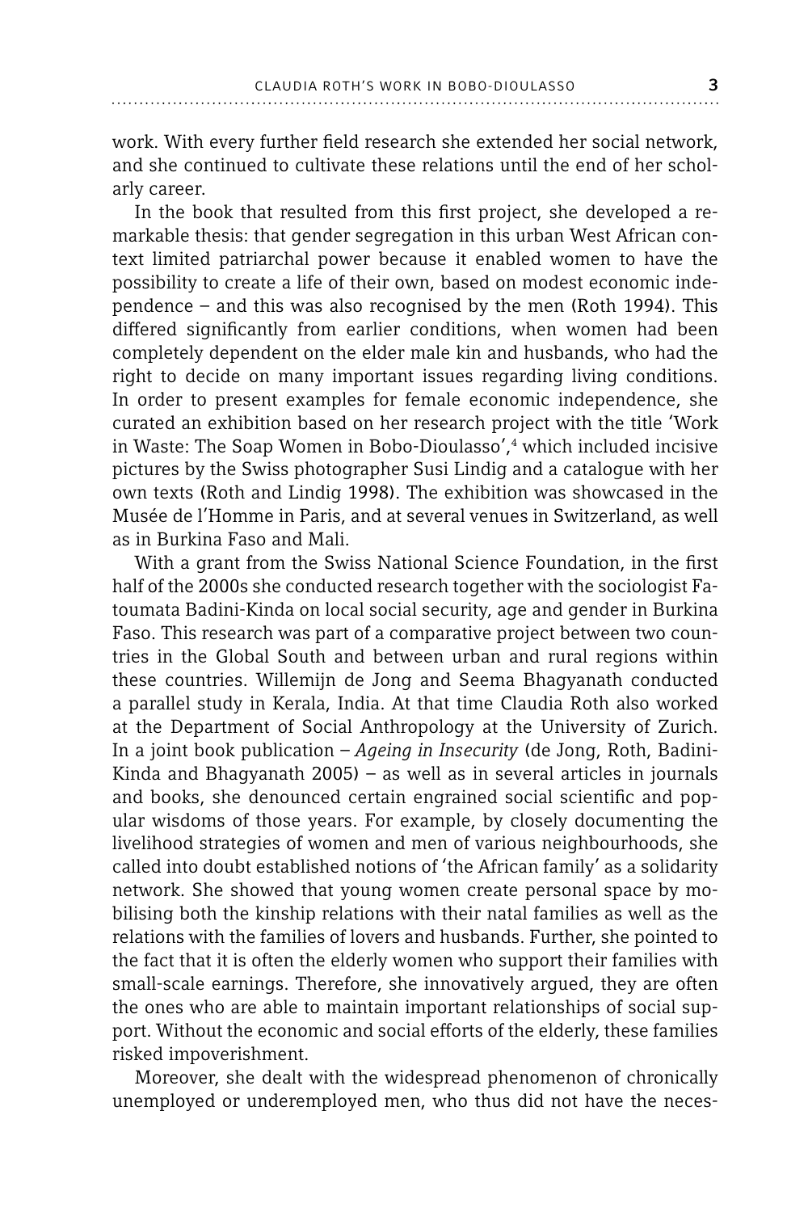work. With every further field research she extended her social network, and she continued to cultivate these relations until the end of her scholarly career.

In the book that resulted from this first project, she developed a remarkable thesis: that gender segregation in this urban West African context limited patriarchal power because it enabled women to have the possibility to create a life of their own, based on modest economic independence – and this was also recognised by the men (Roth 1994). This differed significantly from earlier conditions, when women had been completely dependent on the elder male kin and husbands, who had the right to decide on many important issues regarding living conditions. In order to present examples for female economic independence, she curated an exhibition based on her research project with the title 'Work in Waste: The Soap Women in Bobo-Dioulasso',[4] which included incisive pictures by the Swiss photographer Susi Lindig and a catalogue with her own texts (Roth and Lindig 1998). The exhibition was showcased in the Musée de l'Homme in Paris, and at several venues in Switzerland, as well as in Burkina Faso and Mali.

With a grant from the Swiss National Science Foundation, in the first half of the 2000s she conducted research together with the sociologist Fatoumata Badini-Kinda on local social security, age and gender in Burkina Faso. This research was part of a comparative project between two countries in the Global South and between urban and rural regions within these countries. Willemijn de Jong and Seema Bhagyanath conducted a parallel study in Kerala, India. At that time Claudia Roth also worked at the Department of Social Anthropology at the University of Zurich. In a joint book publication – *Ageing in Insecurity* (de Jong, Roth, Badini-Kinda and Bhagyanath 2005) – as well as in several articles in journals and books, she denounced certain engrained social scientific and popular wisdoms of those years. For example, by closely documenting the livelihood strategies of women and men of various neighbourhoods, she called into doubt established notions of 'the African family' as a solidarity network. She showed that young women create personal space by mobilising both the kinship relations with their natal families as well as the relations with the families of lovers and husbands. Further, she pointed to the fact that it is often the elderly women who support their families with small-scale earnings. Therefore, she innovatively argued, they are often the ones who are able to maintain important relationships of social support. Without the economic and social efforts of the elderly, these families risked impoverishment.

Moreover, she dealt with the widespread phenomenon of chronically unemployed or underemployed men, who thus did not have the neces-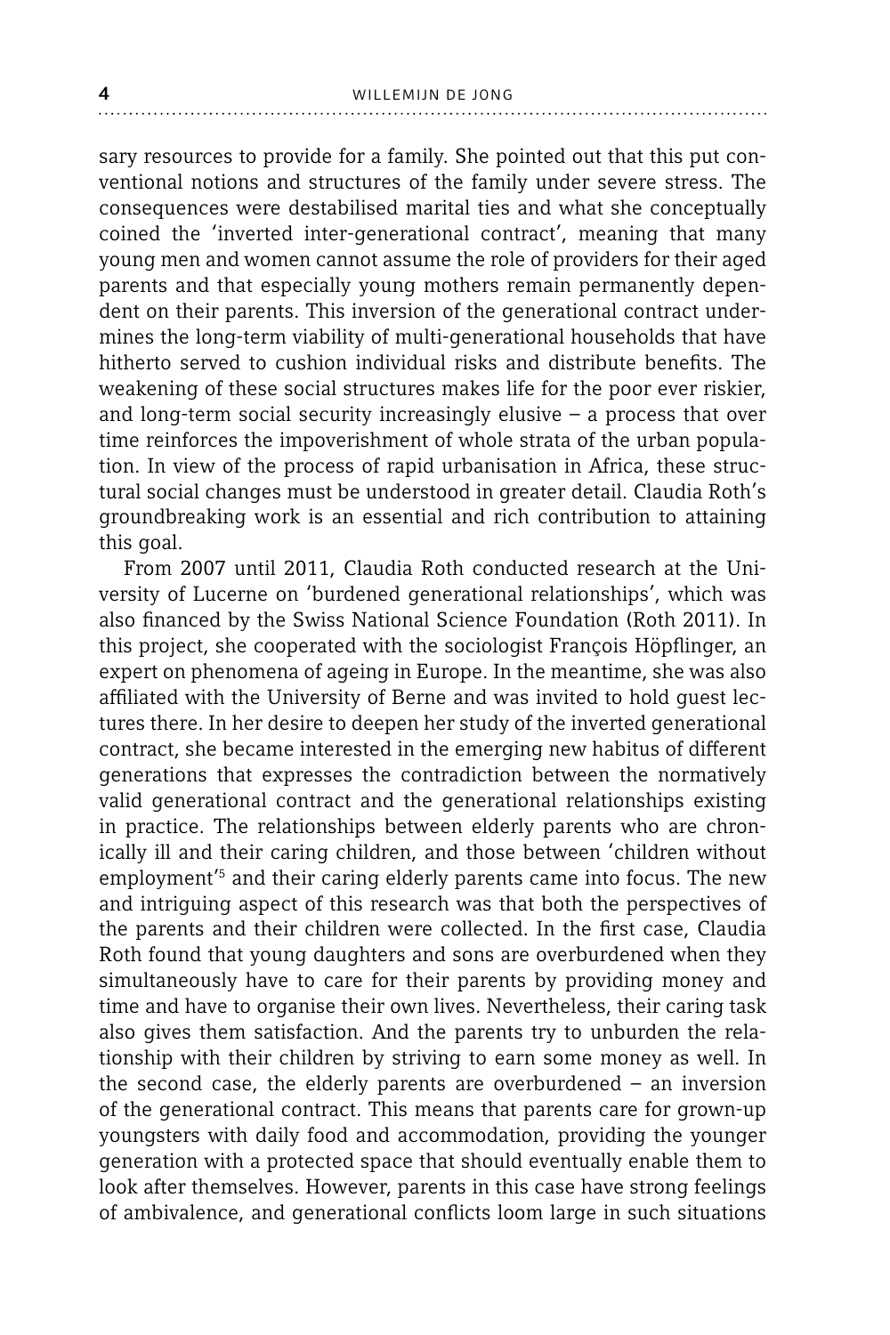sary resources to provide for a family. She pointed out that this put conventional notions and structures of the family under severe stress. The consequences were destabilised marital ties and what she conceptually coined the 'inverted inter-generational contract', meaning that many young men and women cannot assume the role of providers for their aged parents and that especially young mothers remain permanently dependent on their parents. This inversion of the generational contract undermines the long-term viability of multi-generational households that have hitherto served to cushion individual risks and distribute benefits. The weakening of these social structures makes life for the poor ever riskier, and long-term social security increasingly elusive – a process that over time reinforces the impoverishment of whole strata of the urban population. In view of the process of rapid urbanisation in Africa, these structural social changes must be understood in greater detail. Claudia Roth's groundbreaking work is an essential and rich contribution to attaining this goal.

From 2007 until 2011, Claudia Roth conducted research at the University of Lucerne on 'burdened generational relationships', which was also financed by the Swiss National Science Foundation (Roth 2011). In this project, she cooperated with the sociologist François Höpflinger, an expert on phenomena of ageing in Europe. In the meantime, she was also affiliated with the University of Berne and was invited to hold guest lectures there. In her desire to deepen her study of the inverted generational contract, she became interested in the emerging new habitus of different generations that expresses the contradiction between the normatively valid generational contract and the generational relationships existing in practice. The relationships between elderly parents who are chronically ill and their caring children, and those between 'children without employment'[5] and their caring elderly parents came into focus. The new and intriguing aspect of this research was that both the perspectives of the parents and their children were collected. In the first case, Claudia Roth found that young daughters and sons are overburdened when they simultaneously have to care for their parents by providing money and time and have to organise their own lives. Nevertheless, their caring task also gives them satisfaction. And the parents try to unburden the relationship with their children by striving to earn some money as well. In the second case, the elderly parents are overburdened – an inversion of the generational contract. This means that parents care for grown-up youngsters with daily food and accommodation, providing the younger generation with a protected space that should eventually enable them to look after themselves. However, parents in this case have strong feelings of ambivalence, and generational conflicts loom large in such situations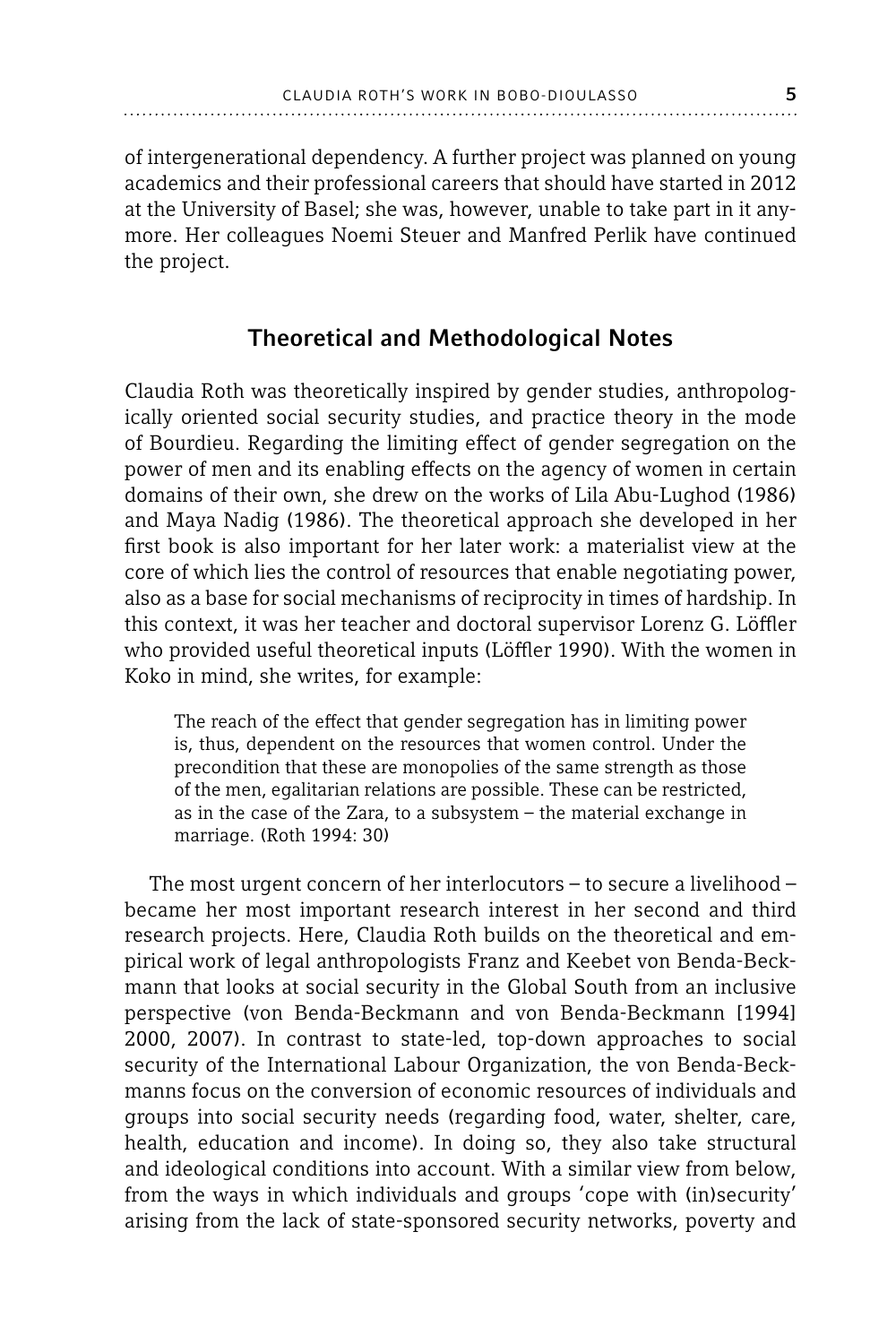of intergenerational dependency. A further project was planned on young academics and their professional careers that should have started in 2012 at the University of Basel; she was, however, unable to take part in it anymore. Her colleagues Noemi Steuer and Manfred Perlik have continued the project.

## Theoretical and Methodological Notes

Claudia Roth was theoretically inspired by gender studies, anthropologically oriented social security studies, and practice theory in the mode of Bourdieu. Regarding the limiting effect of gender segregation on the power of men and its enabling effects on the agency of women in certain domains of their own, she drew on the works of Lila Abu-Lughod (1986) and Maya Nadig (1986). The theoretical approach she developed in her first book is also important for her later work: a materialist view at the core of which lies the control of resources that enable negotiating power, also as a base for social mechanisms of reciprocity in times of hardship. In this context, it was her teacher and doctoral supervisor Lorenz G. Löffler who provided useful theoretical inputs (Löffler 1990). With the women in Koko in mind, she writes, for example:

> The reach of the effect that gender segregation has in limiting power is, thus, dependent on the resources that women control. Under the precondition that these are monopolies of the same strength as those of the men, egalitarian relations are possible. These can be restricted, as in the case of the Zara, to a subsystem – the material exchange in marriage. (Roth 1994: 30)

The most urgent concern of her interlocutors – to secure a livelihood – became her most important research interest in her second and third research projects. Here, Claudia Roth builds on the theoretical and empirical work of legal anthropologists Franz and Keebet von Benda-Beckmann that looks at social security in the Global South from an inclusive perspective (von Benda-Beckmann and von Benda-Beckmann [1994] 2000, 2007). In contrast to state-led, top-down approaches to social security of the International Labour Organization, the von Benda-Beckmanns focus on the conversion of economic resources of individuals and groups into social security needs (regarding food, water, shelter, care, health, education and income). In doing so, they also take structural and ideological conditions into account. With a similar view from below, from the ways in which individuals and groups 'cope with (in)security' arising from the lack of state-sponsored security networks, poverty and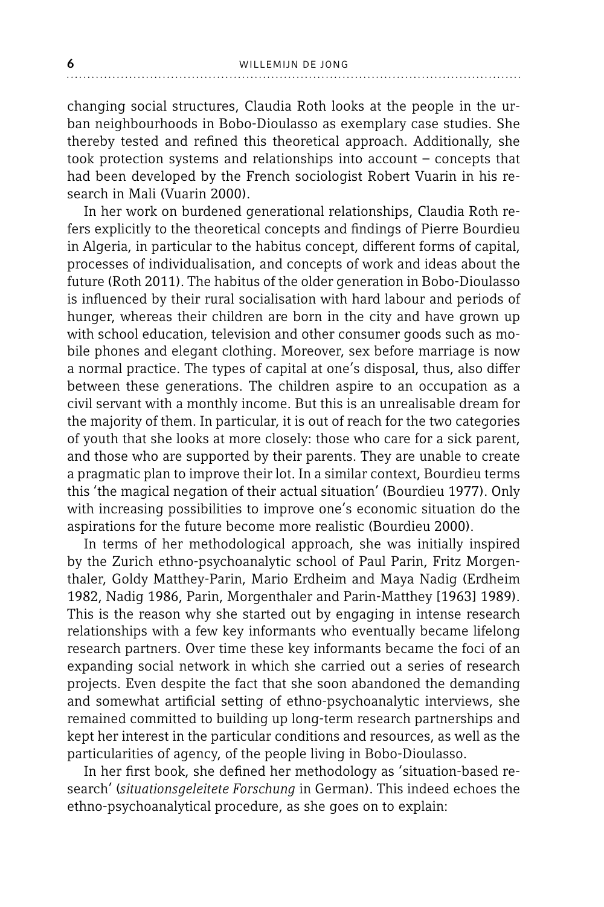changing social structures, Claudia Roth looks at the people in the urban neighbourhoods in Bobo-Dioulasso as exemplary case studies. She thereby tested and refined this theoretical approach. Additionally, she took protection systems and relationships into account – concepts that had been developed by the French sociologist Robert Vuarin in his research in Mali (Vuarin 2000).

In her work on burdened generational relationships, Claudia Roth refers explicitly to the theoretical concepts and findings of Pierre Bourdieu in Algeria, in particular to the habitus concept, different forms of capital, processes of individualisation, and concepts of work and ideas about the future (Roth 2011). The habitus of the older generation in Bobo-Dioulasso is influenced by their rural socialisation with hard labour and periods of hunger, whereas their children are born in the city and have grown up with school education, television and other consumer goods such as mobile phones and elegant clothing. Moreover, sex before marriage is now a normal practice. The types of capital at one's disposal, thus, also differ between these generations. The children aspire to an occupation as a civil servant with a monthly income. But this is an unrealisable dream for the majority of them. In particular, it is out of reach for the two categories of youth that she looks at more closely: those who care for a sick parent, and those who are supported by their parents. They are unable to create a pragmatic plan to improve their lot. In a similar context, Bourdieu terms this 'the magical negation of their actual situation' (Bourdieu 1977). Only with increasing possibilities to improve one's economic situation do the aspirations for the future become more realistic (Bourdieu 2000).

In terms of her methodological approach, she was initially inspired by the Zurich ethno-psychoanalytic school of Paul Parin, Fritz Morgenthaler, Goldy Matthey-Parin, Mario Erdheim and Maya Nadig (Erdheim 1982, Nadig 1986, Parin, Morgenthaler and Parin-Matthey [1963] 1989). This is the reason why she started out by engaging in intense research relationships with a few key informants who eventually became lifelong research partners. Over time these key informants became the foci of an expanding social network in which she carried out a series of research projects. Even despite the fact that she soon abandoned the demanding and somewhat artificial setting of ethno-psychoanalytic interviews, she remained committed to building up long-term research partnerships and kept her interest in the particular conditions and resources, as well as the particularities of agency, of the people living in Bobo-Dioulasso.

In her first book, she defined her methodology as 'situation-based research' (*situationsgeleitete Forschung* in German). This indeed echoes the ethno-psychoanalytical procedure, as she goes on to explain: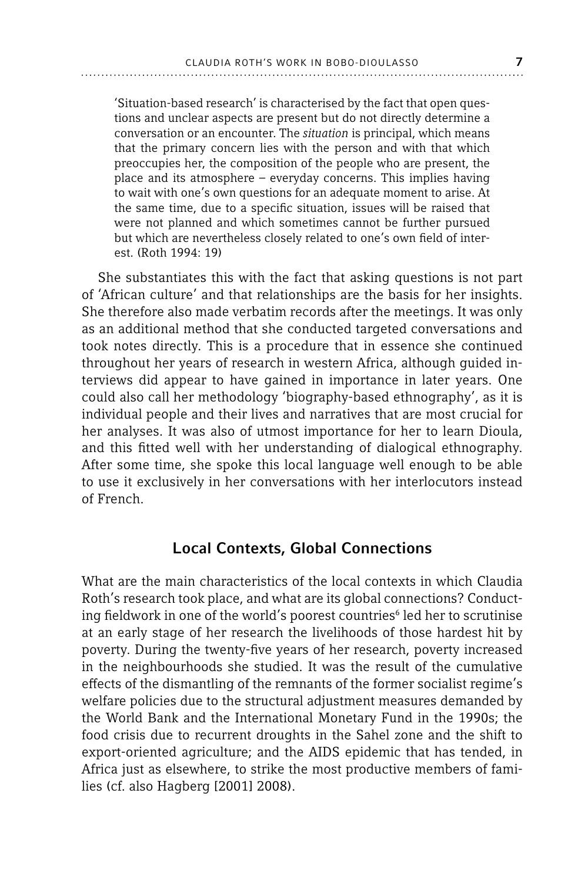> 'Situation-based research' is characterised by the fact that open questions and unclear aspects are present but do not directly determine a conversation or an encounter. The *situation* is principal, which means that the primary concern lies with the person and with that which preoccupies her, the composition of the people who are present, the place and its atmosphere – everyday concerns. This implies having to wait with one's own questions for an adequate moment to arise. At the same time, due to a specific situation, issues will be raised that were not planned and which sometimes cannot be further pursued but which are nevertheless closely related to one's own field of interest. (Roth 1994: 19)

She substantiates this with the fact that asking questions is not part of 'African culture' and that relationships are the basis for her insights. She therefore also made verbatim records after the meetings. It was only as an additional method that she conducted targeted conversations and took notes directly. This is a procedure that in essence she continued throughout her years of research in western Africa, although guided interviews did appear to have gained in importance in later years. One could also call her methodology 'biography-based ethnography', as it is individual people and their lives and narratives that are most crucial for her analyses. It was also of utmost importance for her to learn Dioula, and this fitted well with her understanding of dialogical ethnography. After some time, she spoke this local language well enough to be able to use it exclusively in her conversations with her interlocutors instead of French.

## Local Contexts, Global Connections

What are the main characteristics of the local contexts in which Claudia Roth's research took place, and what are its global connections? Conducting fieldwork in one of the world's poorest countries[6] led her to scrutinise at an early stage of her research the livelihoods of those hardest hit by poverty. During the twenty-five years of her research, poverty increased in the neighbourhoods she studied. It was the result of the cumulative effects of the dismantling of the remnants of the former socialist regime's welfare policies due to the structural adjustment measures demanded by the World Bank and the International Monetary Fund in the 1990s; the food crisis due to recurrent droughts in the Sahel zone and the shift to export-oriented agriculture; and the AIDS epidemic that has tended, in Africa just as elsewhere, to strike the most productive members of families (cf. also Hagberg [2001] 2008).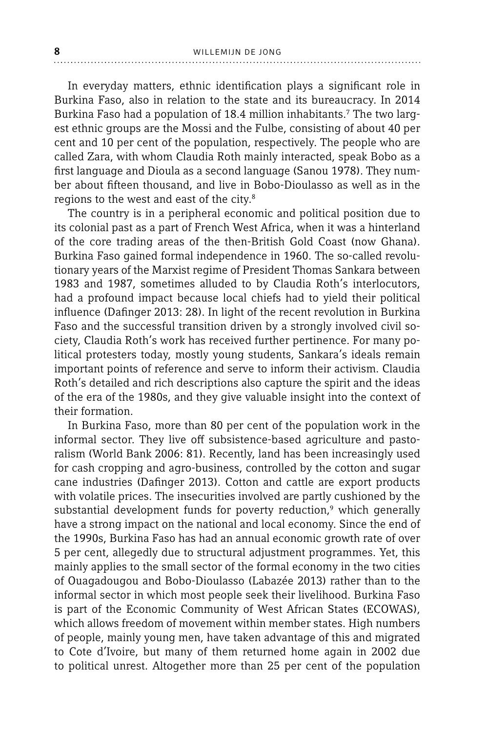In everyday matters, ethnic identification plays a significant role in Burkina Faso, also in relation to the state and its bureaucracy. In 2014 Burkina Faso had a population of 18.4 million inhabitants.[7] The two largest ethnic groups are the Mossi and the Fulbe, consisting of about 40 per cent and 10 per cent of the population, respectively. The people who are called Zara, with whom Claudia Roth mainly interacted, speak Bobo as a first language and Dioula as a second language (Sanou 1978). They number about fifteen thousand, and live in Bobo-Dioulasso as well as in the regions to the west and east of the city.[8]

The country is in a peripheral economic and political position due to its colonial past as a part of French West Africa, when it was a hinterland of the core trading areas of the then-British Gold Coast (now Ghana). Burkina Faso gained formal independence in 1960. The so-called revolutionary years of the Marxist regime of President Thomas Sankara between 1983 and 1987, sometimes alluded to by Claudia Roth's interlocutors, had a profound impact because local chiefs had to yield their political influence (Dafinger 2013: 28). In light of the recent revolution in Burkina Faso and the successful transition driven by a strongly involved civil society, Claudia Roth's work has received further pertinence. For many political protesters today, mostly young students, Sankara's ideals remain important points of reference and serve to inform their activism. Claudia Roth's detailed and rich descriptions also capture the spirit and the ideas of the era of the 1980s, and they give valuable insight into the context of their formation.

In Burkina Faso, more than 80 per cent of the population work in the informal sector. They live off subsistence-based agriculture and pastoralism (World Bank 2006: 81). Recently, land has been increasingly used for cash cropping and agro-business, controlled by the cotton and sugar cane industries (Dafinger 2013). Cotton and cattle are export products with volatile prices. The insecurities involved are partly cushioned by the substantial development funds for poverty reduction,[9] which generally have a strong impact on the national and local economy. Since the end of the 1990s, Burkina Faso has had an annual economic growth rate of over 5 per cent, allegedly due to structural adjustment programmes. Yet, this mainly applies to the small sector of the formal economy in the two cities of Ouagadougou and Bobo-Dioulasso (Labazée 2013) rather than to the informal sector in which most people seek their livelihood. Burkina Faso is part of the Economic Community of West African States (ECOWAS), which allows freedom of movement within member states. High numbers of people, mainly young men, have taken advantage of this and migrated to Cote d'Ivoire, but many of them returned home again in 2002 due to political unrest. Altogether more than 25 per cent of the population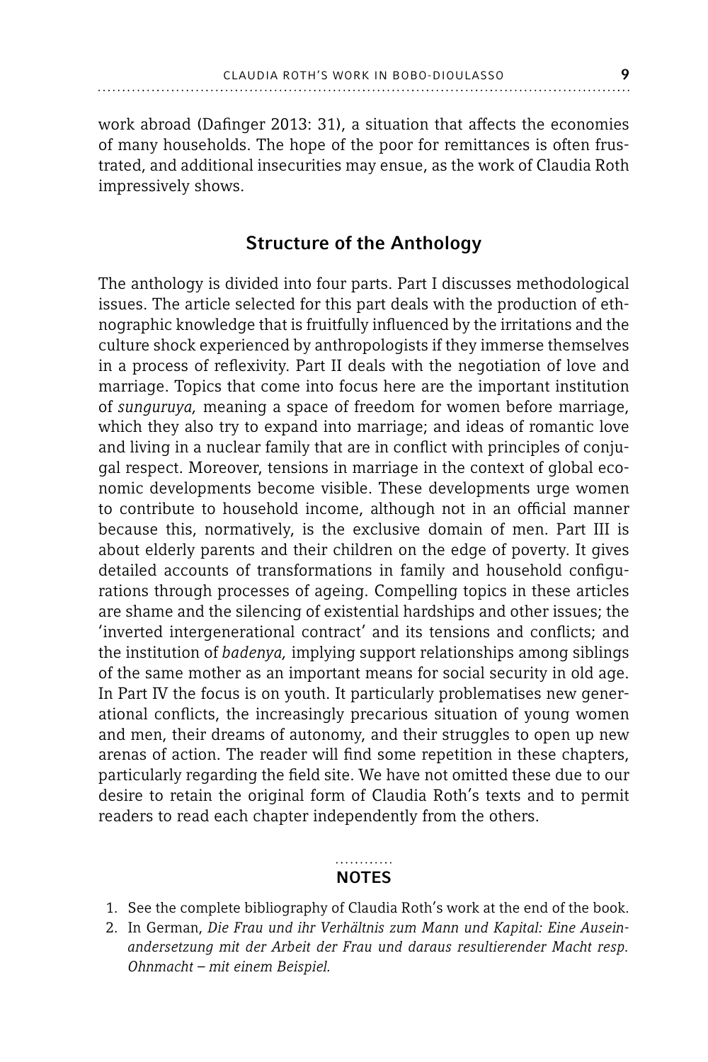work abroad (Dafinger 2013: 31), a situation that affects the economies of many households. The hope of the poor for remittances is often frustrated, and additional insecurities may ensue, as the work of Claudia Roth impressively shows.

## Structure of the Anthology

The anthology is divided into four parts. Part I discusses methodological issues. The article selected for this part deals with the production of ethnographic knowledge that is fruitfully influenced by the irritations and the culture shock experienced by anthropologists if they immerse themselves in a process of reflexivity. Part II deals with the negotiation of love and marriage. Topics that come into focus here are the important institution of *sunguruya,* meaning a space of freedom for women before marriage, which they also try to expand into marriage; and ideas of romantic love and living in a nuclear family that are in conflict with principles of conjugal respect. Moreover, tensions in marriage in the context of global economic developments become visible. These developments urge women to contribute to household income, although not in an official manner because this, normatively, is the exclusive domain of men. Part III is about elderly parents and their children on the edge of poverty. It gives detailed accounts of transformations in family and household configurations through processes of ageing. Compelling topics in these articles are shame and the silencing of existential hardships and other issues; the 'inverted intergenerational contract' and its tensions and conflicts; and the institution of *badenya,* implying support relationships among siblings of the same mother as an important means for social security in old age. In Part IV the focus is on youth. It particularly problematises new generational conflicts, the increasingly precarious situation of young women and men, their dreams of autonomy, and their struggles to open up new arenas of action. The reader will find some repetition in these chapters, particularly regarding the field site. We have not omitted these due to our desire to retain the original form of Claudia Roth's texts and to permit readers to read each chapter independently from the others.

## NOTES

1. See the complete bibliography of Claudia Roth's work at the end of the book.
2. In German, *Die Frau und ihr Verhältnis zum Mann und Kapital: Eine Auseinandersetzung mit der Arbeit der Frau und daraus resultierender Macht resp. Ohnmacht – mit einem Beispiel.*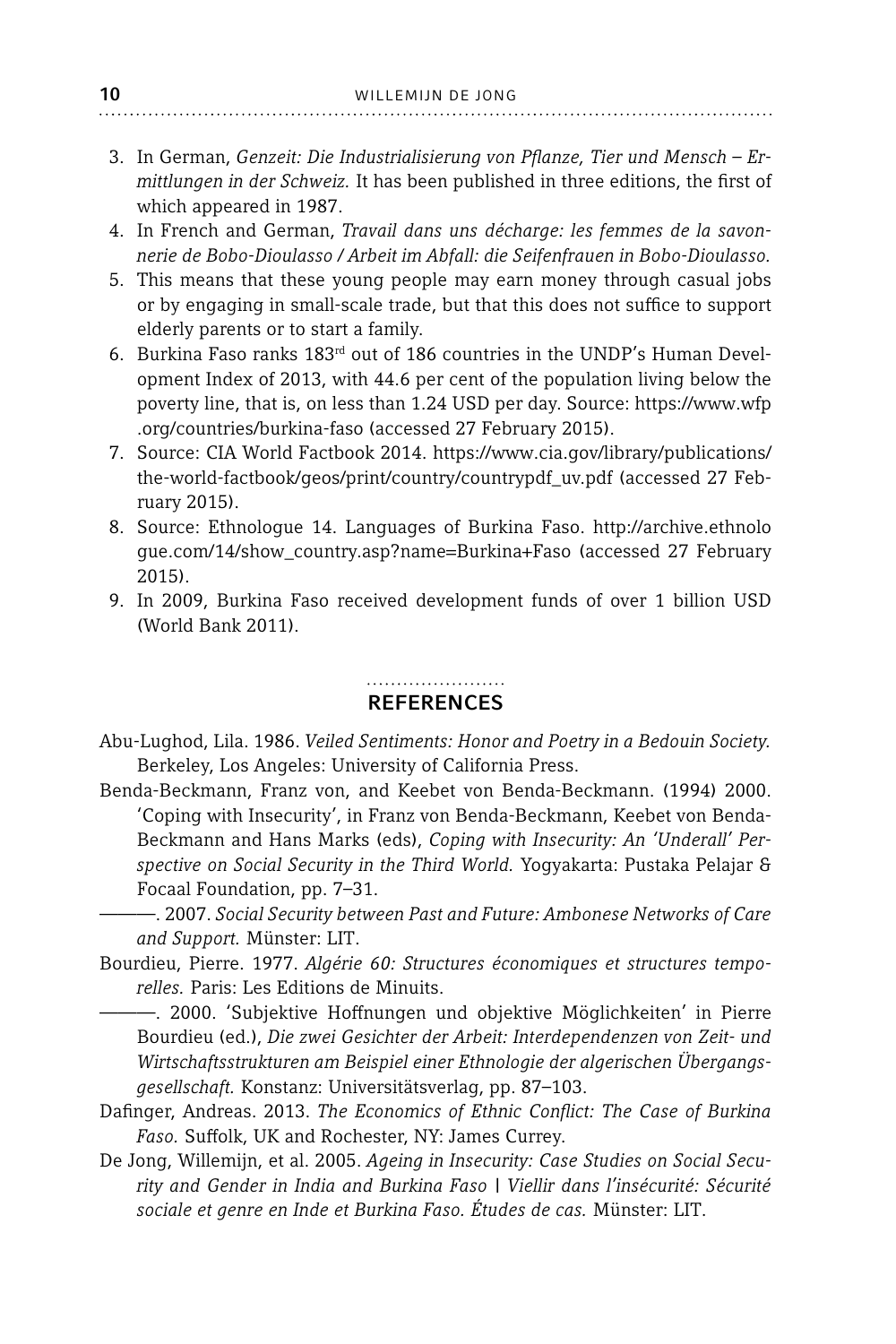3. In German, *Genzeit: Die Industrialisierung von Pflanze, Tier und Mensch – Ermittlungen in der Schweiz.* It has been published in three editions, the first of which appeared in 1987.
4. In French and German, *Travail dans uns décharge: les femmes de la savonnerie de Bobo-Dioulasso / Arbeit im Abfall: die Seifenfrauen in Bobo-Dioulasso.*
5. This means that these young people may earn money through casual jobs or by engaging in small-scale trade, but that this does not suffice to support elderly parents or to start a family.
6. Burkina Faso ranks 183rd out of 186 countries in the UNDP's Human Development Index of 2013, with 44.6 per cent of the population living below the poverty line, that is, on less than 1.24 USD per day. Source: https://www.wfp.org/countries/burkina-faso (accessed 27 February 2015).
7. Source: CIA World Factbook 2014. https://www.cia.gov/library/publications/the-world-factbook/geos/print/country/countrypdf_uv.pdf (accessed 27 February 2015).
8. Source: Ethnologue 14. Languages of Burkina Faso. http://archive.ethnologue.com/14/show_country.asp?name=Burkina+Faso (accessed 27 February 2015).
9. In 2009, Burkina Faso received development funds of over 1 billion USD (World Bank 2011).

## REFERENCES

Abu-Lughod, Lila. 1986. *Veiled Sentiments: Honor and Poetry in a Bedouin Society.* Berkeley, Los Angeles: University of California Press.

Benda-Beckmann, Franz von, and Keebet von Benda-Beckmann. (1994) 2000. 'Coping with Insecurity', in Franz von Benda-Beckmann, Keebet von Benda-Beckmann and Hans Marks (eds), *Coping with Insecurity: An 'Underall' Perspective on Social Security in the Third World.* Yogyakarta: Pustaka Pelajar & Focaal Foundation, pp. 7–31.

———. 2007. *Social Security between Past and Future: Ambonese Networks of Care and Support.* Münster: LIT.

Bourdieu, Pierre. 1977. *Algérie 60: Structures économiques et structures temporelles.* Paris: Les Editions de Minuits.

———. 2000. 'Subjektive Hoffnungen und objektive Möglichkeiten' in Pierre Bourdieu (ed.), *Die zwei Gesichter der Arbeit: Interdependenzen von Zeit- und Wirtschaftsstrukturen am Beispiel einer Ethnologie der algerischen Übergangsgesellschaft.* Konstanz: Universitätsverlag, pp. 87–103.

Dafinger, Andreas. 2013. *The Economics of Ethnic Conflict: The Case of Burkina Faso.* Suffolk, UK and Rochester, NY: James Currey.

De Jong, Willemijn, et al. 2005. *Ageing in Insecurity: Case Studies on Social Security and Gender in India and Burkina Faso | Viellir dans l'insécurité: Sécurité sociale et genre en Inde et Burkina Faso. Études de cas.* Münster: LIT.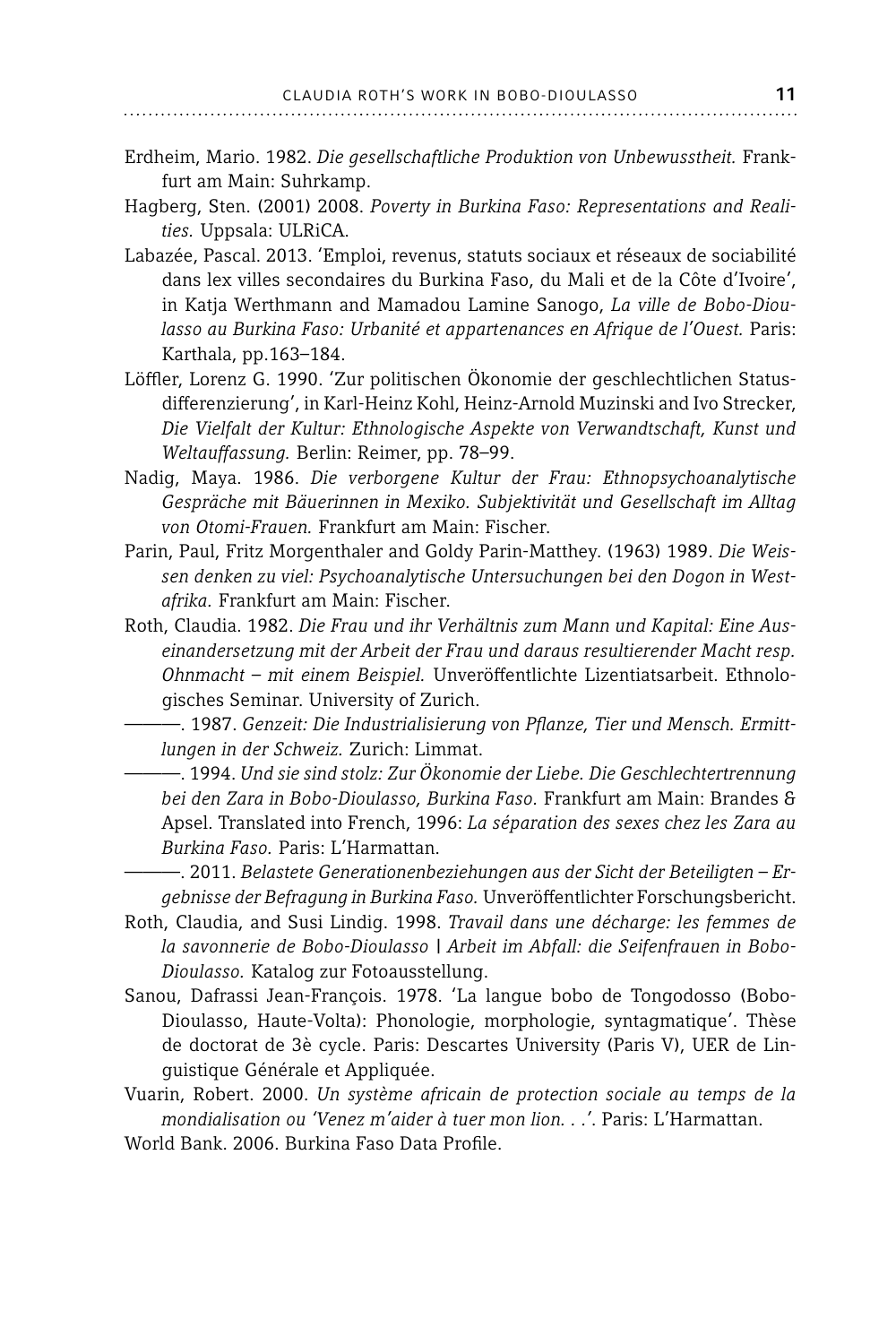Erdheim, Mario. 1982. *Die gesellschaftliche Produktion von Unbewusstheit.* Frankfurt am Main: Suhrkamp.

Hagberg, Sten. (2001) 2008. *Poverty in Burkina Faso: Representations and Realities.* Uppsala: ULRiCA.

Labazée, Pascal. 2013. 'Emploi, revenus, statuts sociaux et réseaux de sociabilité dans lex villes secondaires du Burkina Faso, du Mali et de la Côte d'Ivoire', in Katja Werthmann and Mamadou Lamine Sanogo, *La ville de Bobo-Dioulasso au Burkina Faso: Urbanité et appartenances en Afrique de l'Ouest.* Paris: Karthala, pp.163–184.

Löffler, Lorenz G. 1990. 'Zur politischen Ökonomie der geschlechtlichen Statusdifferenzierung', in Karl-Heinz Kohl, Heinz-Arnold Muzinski and Ivo Strecker, *Die Vielfalt der Kultur: Ethnologische Aspekte von Verwandtschaft, Kunst und Weltauffassung.* Berlin: Reimer, pp. 78–99.

Nadig, Maya. 1986. *Die verborgene Kultur der Frau: Ethnopsychoanalytische Gespräche mit Bäuerinnen in Mexiko. Subjektivität und Gesellschaft im Alltag von Otomi-Frauen.* Frankfurt am Main: Fischer.

Parin, Paul, Fritz Morgenthaler and Goldy Parin-Matthey. (1963) 1989. *Die Weissen denken zu viel: Psychoanalytische Untersuchungen bei den Dogon in Westafrika.* Frankfurt am Main: Fischer.

Roth, Claudia. 1982. *Die Frau und ihr Verhältnis zum Mann und Kapital: Eine Auseinandersetzung mit der Arbeit der Frau und daraus resultierender Macht resp. Ohnmacht – mit einem Beispiel.* Unveröffentlichte Lizentiatsarbeit. Ethnologisches Seminar. University of Zurich.

———. 1987. *Genzeit: Die Industrialisierung von Pflanze, Tier und Mensch. Ermittlungen in der Schweiz.* Zurich: Limmat.

———. 1994. *Und sie sind stolz: Zur Ökonomie der Liebe. Die Geschlechtertrennung bei den Zara in Bobo-Dioulasso, Burkina Faso.* Frankfurt am Main: Brandes & Apsel. Translated into French, 1996: *La séparation des sexes chez les Zara au Burkina Faso.* Paris: L'Harmattan.

———. 2011. *Belastete Generationenbeziehungen aus der Sicht der Beteiligten – Ergebnisse der Befragung in Burkina Faso.* Unveröffentlichter Forschungsbericht.

Roth, Claudia, and Susi Lindig. 1998. *Travail dans une décharge: les femmes de la savonnerie de Bobo-Dioulasso | Arbeit im Abfall: die Seifenfrauen in Bobo-Dioulasso.* Katalog zur Fotoausstellung.

Sanou, Dafrassi Jean-François. 1978. 'La langue bobo de Tongodosso (Bobo-Dioulasso, Haute-Volta): Phonologie, morphologie, syntagmatique'. Thèse de doctorat de 3è cycle. Paris: Descartes University (Paris V), UER de Linguistique Générale et Appliquée.

Vuarin, Robert. 2000. *Un système africain de protection sociale au temps de la mondialisation ou 'Venez m'aider à tuer mon lion. . .'.* Paris: L'Harmattan.

World Bank. 2006. Burkina Faso Data Profile.